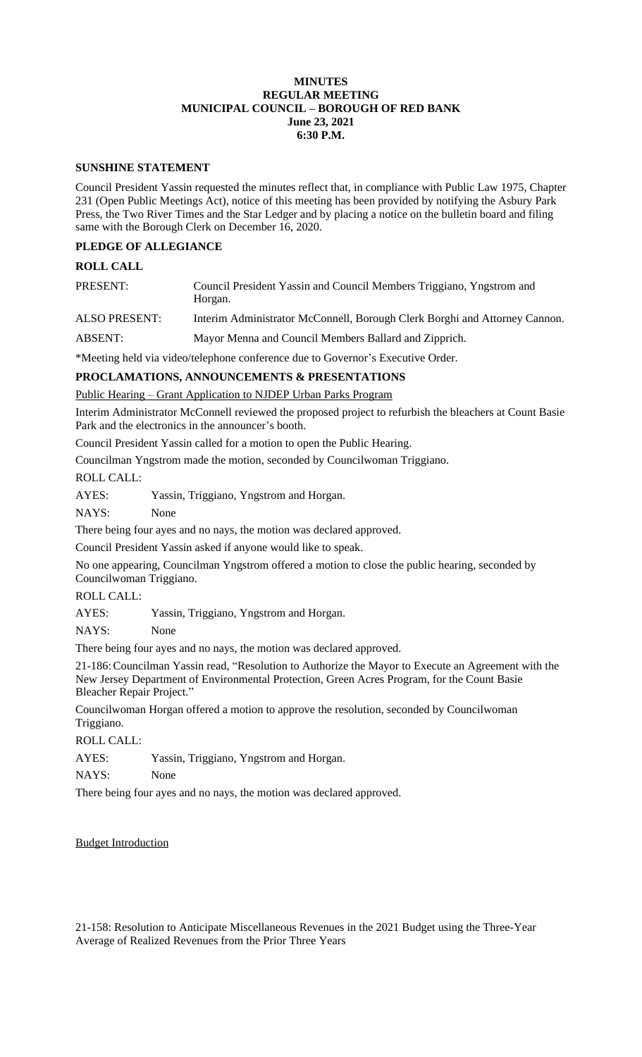**MINUTES**
**REGULAR MEETING**
**MUNICIPAL COUNCIL – BOROUGH OF RED BANK**
**June 23, 2021**
**6:30 P.M.**

## SUNSHINE STATEMENT

Council President Yassin requested the minutes reflect that, in compliance with Public Law 1975, Chapter 231 (Open Public Meetings Act), notice of this meeting has been provided by notifying the Asbury Park Press, the Two River Times and the Star Ledger and by placing a notice on the bulletin board and filing same with the Borough Clerk on December 16, 2020.

## PLEDGE OF ALLEGIANCE

## ROLL CALL

PRESENT: Council President Yassin and Council Members Triggiano, Yngstrom and Horgan.

ALSO PRESENT: Interim Administrator McConnell, Borough Clerk Borghi and Attorney Cannon.

ABSENT: Mayor Menna and Council Members Ballard and Zipprich.

*Meeting held via video/telephone conference due to Governor's Executive Order.

## PROCLAMATIONS, ANNOUNCEMENTS & PRESENTATIONS

Public Hearing – Grant Application to NJDEP Urban Parks Program

Interim Administrator McConnell reviewed the proposed project to refurbish the bleachers at Count Basie Park and the electronics in the announcer's booth.

Council President Yassin called for a motion to open the Public Hearing.

Councilman Yngstrom made the motion, seconded by Councilwoman Triggiano.

ROLL CALL:

AYES: Yassin, Triggiano, Yngstrom and Horgan.

NAYS: None

There being four ayes and no nays, the motion was declared approved.

Council President Yassin asked if anyone would like to speak.

No one appearing, Councilman Yngstrom offered a motion to close the public hearing, seconded by Councilwoman Triggiano.

ROLL CALL:

AYES: Yassin, Triggiano, Yngstrom and Horgan.

NAYS: None

There being four ayes and no nays, the motion was declared approved.

21-186: Councilman Yassin read, "Resolution to Authorize the Mayor to Execute an Agreement with the New Jersey Department of Environmental Protection, Green Acres Program, for the Count Basie Bleacher Repair Project."

Councilwoman Horgan offered a motion to approve the resolution, seconded by Councilwoman Triggiano.

ROLL CALL:

AYES: Yassin, Triggiano, Yngstrom and Horgan.

NAYS: None

There being four ayes and no nays, the motion was declared approved.

Budget Introduction

21-158: Resolution to Anticipate Miscellaneous Revenues in the 2021 Budget using the Three-Year Average of Realized Revenues from the Prior Three Years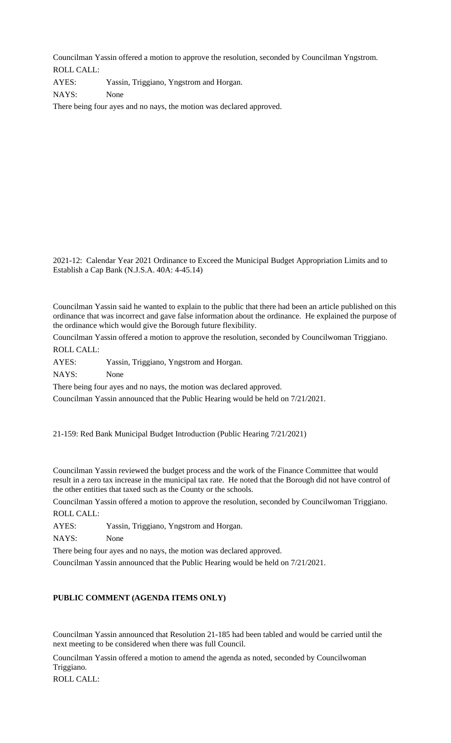Councilman Yassin offered a motion to approve the resolution, seconded by Councilman Yngstrom.

ROLL CALL:

AYES: Yassin, Triggiano, Yngstrom and Horgan.

NAYS: None

There being four ayes and no nays, the motion was declared approved.

2021-12: Calendar Year 2021 Ordinance to Exceed the Municipal Budget Appropriation Limits and to Establish a Cap Bank (N.J.S.A. 40A: 4-45.14)

Councilman Yassin said he wanted to explain to the public that there had been an article published on this ordinance that was incorrect and gave false information about the ordinance. He explained the purpose of the ordinance which would give the Borough future flexibility.

Councilman Yassin offered a motion to approve the resolution, seconded by Councilwoman Triggiano.

ROLL CALL:

AYES: Yassin, Triggiano, Yngstrom and Horgan.

NAYS: None

There being four ayes and no nays, the motion was declared approved.

Councilman Yassin announced that the Public Hearing would be held on 7/21/2021.

21-159: Red Bank Municipal Budget Introduction (Public Hearing 7/21/2021)

Councilman Yassin reviewed the budget process and the work of the Finance Committee that would result in a zero tax increase in the municipal tax rate. He noted that the Borough did not have control of the other entities that taxed such as the County or the schools.

Councilman Yassin offered a motion to approve the resolution, seconded by Councilwoman Triggiano.

ROLL CALL:

AYES: Yassin, Triggiano, Yngstrom and Horgan.

NAYS: None

There being four ayes and no nays, the motion was declared approved.

Councilman Yassin announced that the Public Hearing would be held on 7/21/2021.

**PUBLIC COMMENT (AGENDA ITEMS ONLY)**

Councilman Yassin announced that Resolution 21-185 had been tabled and would be carried until the next meeting to be considered when there was full Council.

Councilman Yassin offered a motion to amend the agenda as noted, seconded by Councilwoman Triggiano.

ROLL CALL: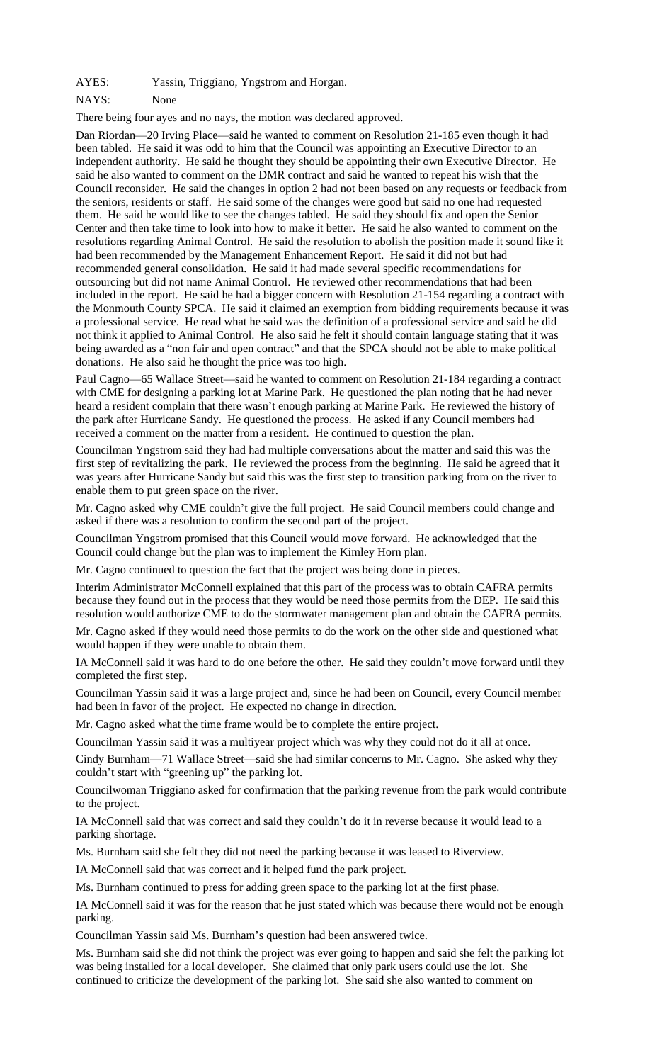AYES: Yassin, Triggiano, Yngstrom and Horgan.

NAYS: None

There being four ayes and no nays, the motion was declared approved.

Dan Riordan—20 Irving Place—said he wanted to comment on Resolution 21-185 even though it had been tabled. He said it was odd to him that the Council was appointing an Executive Director to an independent authority. He said he thought they should be appointing their own Executive Director. He said he also wanted to comment on the DMR contract and said he wanted to repeat his wish that the Council reconsider. He said the changes in option 2 had not been based on any requests or feedback from the seniors, residents or staff. He said some of the changes were good but said no one had requested them. He said he would like to see the changes tabled. He said they should fix and open the Senior Center and then take time to look into how to make it better. He said he also wanted to comment on the resolutions regarding Animal Control. He said the resolution to abolish the position made it sound like it had been recommended by the Management Enhancement Report. He said it did not but had recommended general consolidation. He said it had made several specific recommendations for outsourcing but did not name Animal Control. He reviewed other recommendations that had been included in the report. He said he had a bigger concern with Resolution 21-154 regarding a contract with the Monmouth County SPCA. He said it claimed an exemption from bidding requirements because it was a professional service. He read what he said was the definition of a professional service and said he did not think it applied to Animal Control. He also said he felt it should contain language stating that it was being awarded as a "non fair and open contract" and that the SPCA should not be able to make political donations. He also said he thought the price was too high.

Paul Cagno—65 Wallace Street—said he wanted to comment on Resolution 21-184 regarding a contract with CME for designing a parking lot at Marine Park. He questioned the plan noting that he had never heard a resident complain that there wasn't enough parking at Marine Park. He reviewed the history of the park after Hurricane Sandy. He questioned the process. He asked if any Council members had received a comment on the matter from a resident. He continued to question the plan.

Councilman Yngstrom said they had had multiple conversations about the matter and said this was the first step of revitalizing the park. He reviewed the process from the beginning. He said he agreed that it was years after Hurricane Sandy but said this was the first step to transition parking from on the river to enable them to put green space on the river.

Mr. Cagno asked why CME couldn't give the full project. He said Council members could change and asked if there was a resolution to confirm the second part of the project.

Councilman Yngstrom promised that this Council would move forward. He acknowledged that the Council could change but the plan was to implement the Kimley Horn plan.

Mr. Cagno continued to question the fact that the project was being done in pieces.

Interim Administrator McConnell explained that this part of the process was to obtain CAFRA permits because they found out in the process that they would be need those permits from the DEP. He said this resolution would authorize CME to do the stormwater management plan and obtain the CAFRA permits.

Mr. Cagno asked if they would need those permits to do the work on the other side and questioned what would happen if they were unable to obtain them.

IA McConnell said it was hard to do one before the other. He said they couldn't move forward until they completed the first step.

Councilman Yassin said it was a large project and, since he had been on Council, every Council member had been in favor of the project. He expected no change in direction.

Mr. Cagno asked what the time frame would be to complete the entire project.

Councilman Yassin said it was a multiyear project which was why they could not do it all at once.

Cindy Burnham—71 Wallace Street—said she had similar concerns to Mr. Cagno. She asked why they couldn't start with "greening up" the parking lot.

Councilwoman Triggiano asked for confirmation that the parking revenue from the park would contribute to the project.

IA McConnell said that was correct and said they couldn't do it in reverse because it would lead to a parking shortage.

Ms. Burnham said she felt they did not need the parking because it was leased to Riverview.

IA McConnell said that was correct and it helped fund the park project.

Ms. Burnham continued to press for adding green space to the parking lot at the first phase.

IA McConnell said it was for the reason that he just stated which was because there would not be enough parking.

Councilman Yassin said Ms. Burnham's question had been answered twice.

Ms. Burnham said she did not think the project was ever going to happen and said she felt the parking lot was being installed for a local developer. She claimed that only park users could use the lot. She continued to criticize the development of the parking lot. She said she also wanted to comment on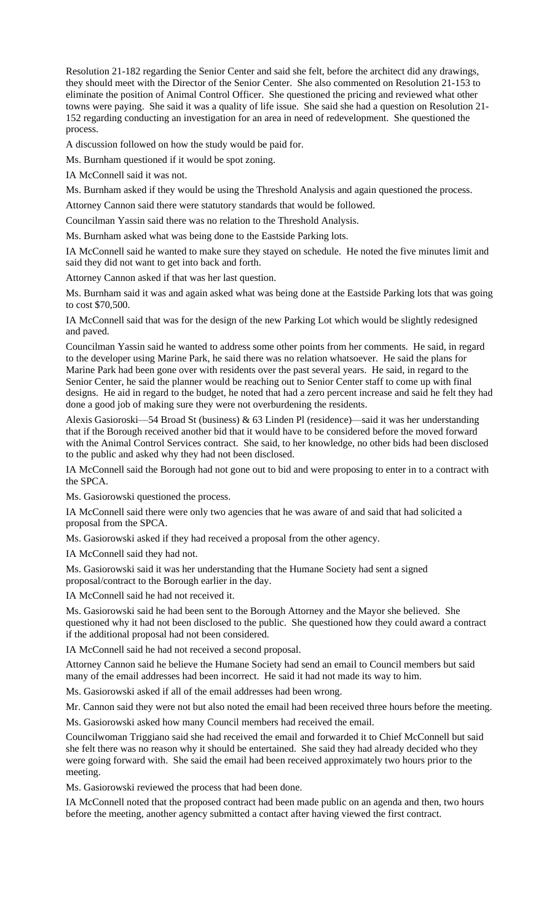Resolution 21-182 regarding the Senior Center and said she felt, before the architect did any drawings, they should meet with the Director of the Senior Center. She also commented on Resolution 21-153 to eliminate the position of Animal Control Officer. She questioned the pricing and reviewed what other towns were paying. She said it was a quality of life issue. She said she had a question on Resolution 21-152 regarding conducting an investigation for an area in need of redevelopment. She questioned the process.

A discussion followed on how the study would be paid for.

Ms. Burnham questioned if it would be spot zoning.

IA McConnell said it was not.

Ms. Burnham asked if they would be using the Threshold Analysis and again questioned the process.

Attorney Cannon said there were statutory standards that would be followed.

Councilman Yassin said there was no relation to the Threshold Analysis.

Ms. Burnham asked what was being done to the Eastside Parking lots.

IA McConnell said he wanted to make sure they stayed on schedule. He noted the five minutes limit and said they did not want to get into back and forth.

Attorney Cannon asked if that was her last question.

Ms. Burnham said it was and again asked what was being done at the Eastside Parking lots that was going to cost $70,500.

IA McConnell said that was for the design of the new Parking Lot which would be slightly redesigned and paved.

Councilman Yassin said he wanted to address some other points from her comments. He said, in regard to the developer using Marine Park, he said there was no relation whatsoever. He said the plans for Marine Park had been gone over with residents over the past several years. He said, in regard to the Senior Center, he said the planner would be reaching out to Senior Center staff to come up with final designs. He aid in regard to the budget, he noted that had a zero percent increase and said he felt they had done a good job of making sure they were not overburdening the residents.

Alexis Gasioroski—54 Broad St (business) & 63 Linden Pl (residence)—said it was her understanding that if the Borough received another bid that it would have to be considered before the moved forward with the Animal Control Services contract. She said, to her knowledge, no other bids had been disclosed to the public and asked why they had not been disclosed.

IA McConnell said the Borough had not gone out to bid and were proposing to enter in to a contract with the SPCA.

Ms. Gasiorowski questioned the process.

IA McConnell said there were only two agencies that he was aware of and said that had solicited a proposal from the SPCA.

Ms. Gasiorowski asked if they had received a proposal from the other agency.

IA McConnell said they had not.

Ms. Gasiorowski said it was her understanding that the Humane Society had sent a signed proposal/contract to the Borough earlier in the day.

IA McConnell said he had not received it.

Ms. Gasiorowski said he had been sent to the Borough Attorney and the Mayor she believed. She questioned why it had not been disclosed to the public. She questioned how they could award a contract if the additional proposal had not been considered.

IA McConnell said he had not received a second proposal.

Attorney Cannon said he believe the Humane Society had send an email to Council members but said many of the email addresses had been incorrect. He said it had not made its way to him.

Ms. Gasiorowski asked if all of the email addresses had been wrong.

Mr. Cannon said they were not but also noted the email had been received three hours before the meeting.

Ms. Gasiorowski asked how many Council members had received the email.

Councilwoman Triggiano said she had received the email and forwarded it to Chief McConnell but said she felt there was no reason why it should be entertained. She said they had already decided who they were going forward with. She said the email had been received approximately two hours prior to the meeting.

Ms. Gasiorowski reviewed the process that had been done.

IA McConnell noted that the proposed contract had been made public on an agenda and then, two hours before the meeting, another agency submitted a contact after having viewed the first contract.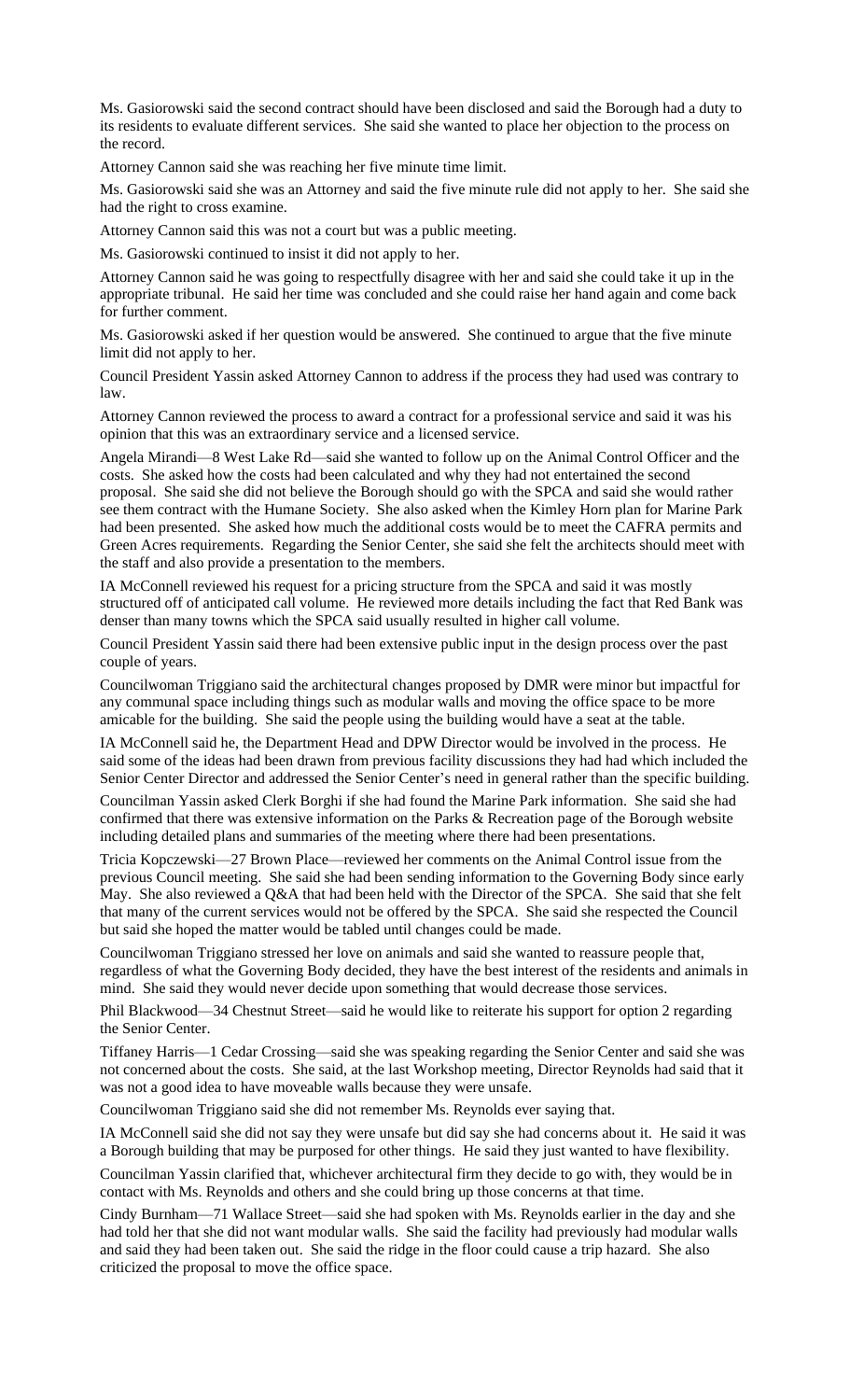Ms. Gasiorowski said the second contract should have been disclosed and said the Borough had a duty to its residents to evaluate different services. She said she wanted to place her objection to the process on the record.

Attorney Cannon said she was reaching her five minute time limit.

Ms. Gasiorowski said she was an Attorney and said the five minute rule did not apply to her. She said she had the right to cross examine.

Attorney Cannon said this was not a court but was a public meeting.

Ms. Gasiorowski continued to insist it did not apply to her.

Attorney Cannon said he was going to respectfully disagree with her and said she could take it up in the appropriate tribunal. He said her time was concluded and she could raise her hand again and come back for further comment.

Ms. Gasiorowski asked if her question would be answered. She continued to argue that the five minute limit did not apply to her.

Council President Yassin asked Attorney Cannon to address if the process they had used was contrary to law.

Attorney Cannon reviewed the process to award a contract for a professional service and said it was his opinion that this was an extraordinary service and a licensed service.

Angela Mirandi—8 West Lake Rd—said she wanted to follow up on the Animal Control Officer and the costs. She asked how the costs had been calculated and why they had not entertained the second proposal. She said she did not believe the Borough should go with the SPCA and said she would rather see them contract with the Humane Society. She also asked when the Kimley Horn plan for Marine Park had been presented. She asked how much the additional costs would be to meet the CAFRA permits and Green Acres requirements. Regarding the Senior Center, she said she felt the architects should meet with the staff and also provide a presentation to the members.

IA McConnell reviewed his request for a pricing structure from the SPCA and said it was mostly structured off of anticipated call volume. He reviewed more details including the fact that Red Bank was denser than many towns which the SPCA said usually resulted in higher call volume.

Council President Yassin said there had been extensive public input in the design process over the past couple of years.

Councilwoman Triggiano said the architectural changes proposed by DMR were minor but impactful for any communal space including things such as modular walls and moving the office space to be more amicable for the building. She said the people using the building would have a seat at the table.

IA McConnell said he, the Department Head and DPW Director would be involved in the process. He said some of the ideas had been drawn from previous facility discussions they had had which included the Senior Center Director and addressed the Senior Center's need in general rather than the specific building.

Councilman Yassin asked Clerk Borghi if she had found the Marine Park information. She said she had confirmed that there was extensive information on the Parks & Recreation page of the Borough website including detailed plans and summaries of the meeting where there had been presentations.

Tricia Kopczewski—27 Brown Place—reviewed her comments on the Animal Control issue from the previous Council meeting. She said she had been sending information to the Governing Body since early May. She also reviewed a Q&A that had been held with the Director of the SPCA. She said that she felt that many of the current services would not be offered by the SPCA. She said she respected the Council but said she hoped the matter would be tabled until changes could be made.

Councilwoman Triggiano stressed her love on animals and said she wanted to reassure people that, regardless of what the Governing Body decided, they have the best interest of the residents and animals in mind. She said they would never decide upon something that would decrease those services.

Phil Blackwood—34 Chestnut Street—said he would like to reiterate his support for option 2 regarding the Senior Center.

Tiffaney Harris—1 Cedar Crossing—said she was speaking regarding the Senior Center and said she was not concerned about the costs. She said, at the last Workshop meeting, Director Reynolds had said that it was not a good idea to have moveable walls because they were unsafe.

Councilwoman Triggiano said she did not remember Ms. Reynolds ever saying that.

IA McConnell said she did not say they were unsafe but did say she had concerns about it. He said it was a Borough building that may be purposed for other things. He said they just wanted to have flexibility.

Councilman Yassin clarified that, whichever architectural firm they decide to go with, they would be in contact with Ms. Reynolds and others and she could bring up those concerns at that time.

Cindy Burnham—71 Wallace Street—said she had spoken with Ms. Reynolds earlier in the day and she had told her that she did not want modular walls. She said the facility had previously had modular walls and said they had been taken out. She said the ridge in the floor could cause a trip hazard. She also criticized the proposal to move the office space.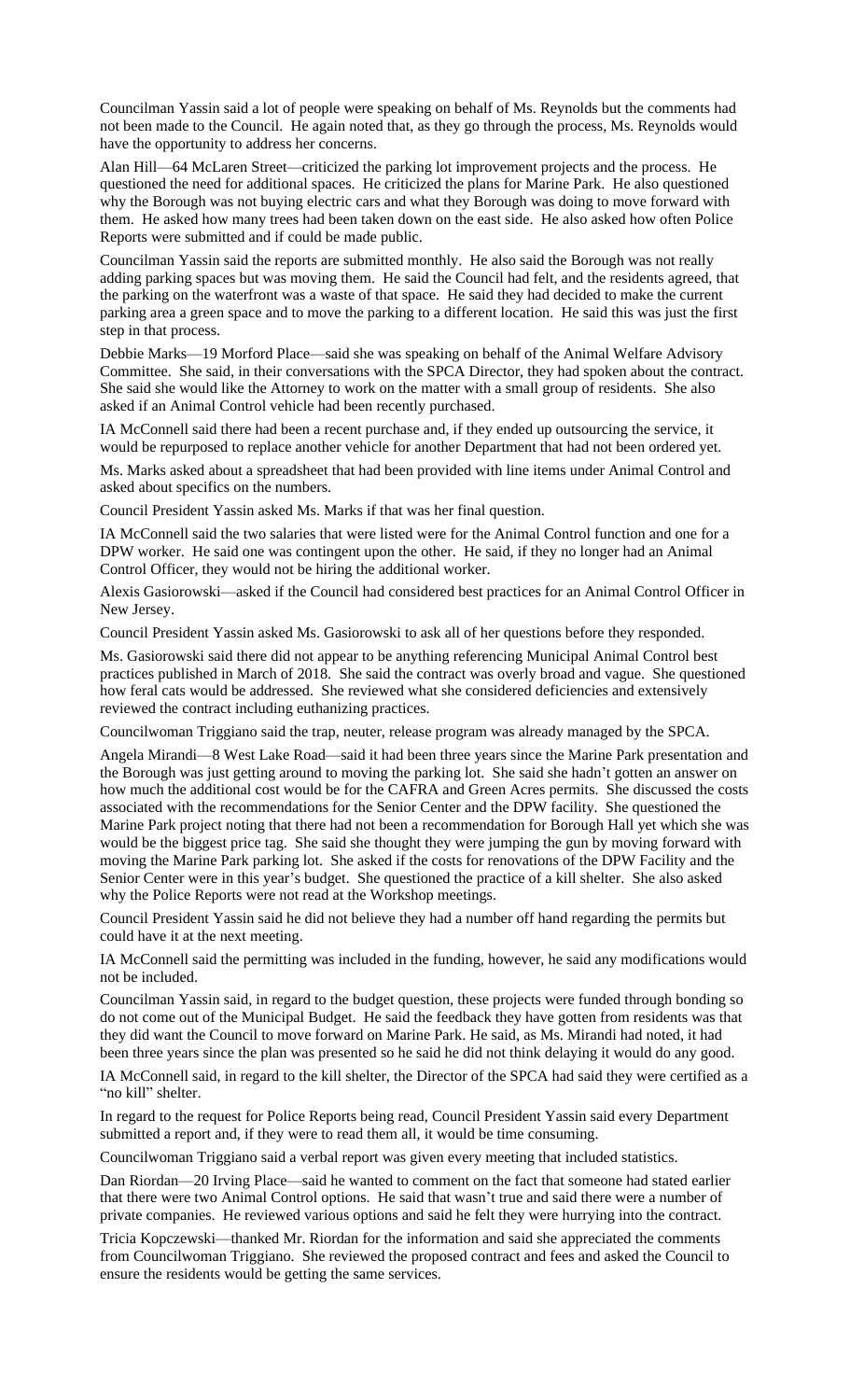Councilman Yassin said a lot of people were speaking on behalf of Ms. Reynolds but the comments had not been made to the Council. He again noted that, as they go through the process, Ms. Reynolds would have the opportunity to address her concerns.

Alan Hill—64 McLaren Street—criticized the parking lot improvement projects and the process. He questioned the need for additional spaces. He criticized the plans for Marine Park. He also questioned why the Borough was not buying electric cars and what they Borough was doing to move forward with them. He asked how many trees had been taken down on the east side. He also asked how often Police Reports were submitted and if could be made public.

Councilman Yassin said the reports are submitted monthly. He also said the Borough was not really adding parking spaces but was moving them. He said the Council had felt, and the residents agreed, that the parking on the waterfront was a waste of that space. He said they had decided to make the current parking area a green space and to move the parking to a different location. He said this was just the first step in that process.

Debbie Marks—19 Morford Place—said she was speaking on behalf of the Animal Welfare Advisory Committee. She said, in their conversations with the SPCA Director, they had spoken about the contract. She said she would like the Attorney to work on the matter with a small group of residents. She also asked if an Animal Control vehicle had been recently purchased.

IA McConnell said there had been a recent purchase and, if they ended up outsourcing the service, it would be repurposed to replace another vehicle for another Department that had not been ordered yet.

Ms. Marks asked about a spreadsheet that had been provided with line items under Animal Control and asked about specifics on the numbers.

Council President Yassin asked Ms. Marks if that was her final question.

IA McConnell said the two salaries that were listed were for the Animal Control function and one for a DPW worker. He said one was contingent upon the other. He said, if they no longer had an Animal Control Officer, they would not be hiring the additional worker.

Alexis Gasiorowski—asked if the Council had considered best practices for an Animal Control Officer in New Jersey.

Council President Yassin asked Ms. Gasiorowski to ask all of her questions before they responded.

Ms. Gasiorowski said there did not appear to be anything referencing Municipal Animal Control best practices published in March of 2018. She said the contract was overly broad and vague. She questioned how feral cats would be addressed. She reviewed what she considered deficiencies and extensively reviewed the contract including euthanizing practices.

Councilwoman Triggiano said the trap, neuter, release program was already managed by the SPCA.

Angela Mirandi—8 West Lake Road—said it had been three years since the Marine Park presentation and the Borough was just getting around to moving the parking lot. She said she hadn't gotten an answer on how much the additional cost would be for the CAFRA and Green Acres permits. She discussed the costs associated with the recommendations for the Senior Center and the DPW facility. She questioned the Marine Park project noting that there had not been a recommendation for Borough Hall yet which she was would be the biggest price tag. She said she thought they were jumping the gun by moving forward with moving the Marine Park parking lot. She asked if the costs for renovations of the DPW Facility and the Senior Center were in this year's budget. She questioned the practice of a kill shelter. She also asked why the Police Reports were not read at the Workshop meetings.

Council President Yassin said he did not believe they had a number off hand regarding the permits but could have it at the next meeting.

IA McConnell said the permitting was included in the funding, however, he said any modifications would not be included.

Councilman Yassin said, in regard to the budget question, these projects were funded through bonding so do not come out of the Municipal Budget. He said the feedback they have gotten from residents was that they did want the Council to move forward on Marine Park. He said, as Ms. Mirandi had noted, it had been three years since the plan was presented so he said he did not think delaying it would do any good.

IA McConnell said, in regard to the kill shelter, the Director of the SPCA had said they were certified as a "no kill" shelter.

In regard to the request for Police Reports being read, Council President Yassin said every Department submitted a report and, if they were to read them all, it would be time consuming.

Councilwoman Triggiano said a verbal report was given every meeting that included statistics.

Dan Riordan—20 Irving Place—said he wanted to comment on the fact that someone had stated earlier that there were two Animal Control options. He said that wasn't true and said there were a number of private companies. He reviewed various options and said he felt they were hurrying into the contract.

Tricia Kopczewski—thanked Mr. Riordan for the information and said she appreciated the comments from Councilwoman Triggiano. She reviewed the proposed contract and fees and asked the Council to ensure the residents would be getting the same services.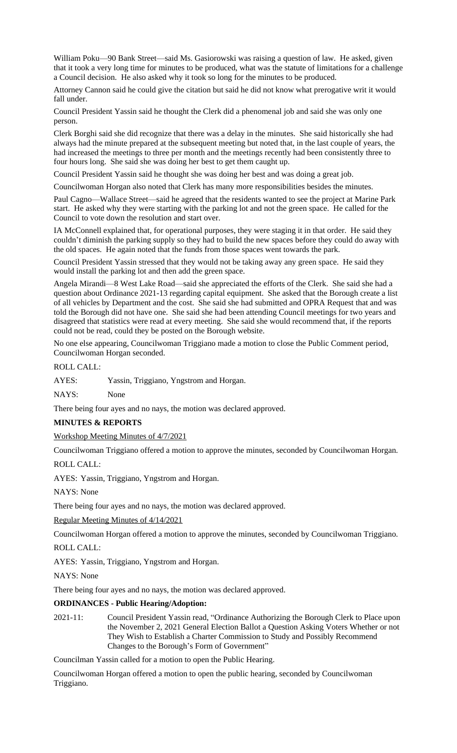William Poku—90 Bank Street—said Ms. Gasiorowski was raising a question of law. He asked, given that it took a very long time for minutes to be produced, what was the statute of limitations for a challenge a Council decision. He also asked why it took so long for the minutes to be produced.

Attorney Cannon said he could give the citation but said he did not know what prerogative writ it would fall under.

Council President Yassin said he thought the Clerk did a phenomenal job and said she was only one person.

Clerk Borghi said she did recognize that there was a delay in the minutes. She said historically she had always had the minute prepared at the subsequent meeting but noted that, in the last couple of years, the had increased the meetings to three per month and the meetings recently had been consistently three to four hours long. She said she was doing her best to get them caught up.

Council President Yassin said he thought she was doing her best and was doing a great job.

Councilwoman Horgan also noted that Clerk has many more responsibilities besides the minutes.

Paul Cagno—Wallace Street—said he agreed that the residents wanted to see the project at Marine Park start. He asked why they were starting with the parking lot and not the green space. He called for the Council to vote down the resolution and start over.

IA McConnell explained that, for operational purposes, they were staging it in that order. He said they couldn't diminish the parking supply so they had to build the new spaces before they could do away with the old spaces. He again noted that the funds from those spaces went towards the park.

Council President Yassin stressed that they would not be taking away any green space. He said they would install the parking lot and then add the green space.

Angela Mirandi—8 West Lake Road—said she appreciated the efforts of the Clerk. She said she had a question about Ordinance 2021-13 regarding capital equipment. She asked that the Borough create a list of all vehicles by Department and the cost. She said she had submitted and OPRA Request that and was told the Borough did not have one. She said she had been attending Council meetings for two years and disagreed that statistics were read at every meeting. She said she would recommend that, if the reports could not be read, could they be posted on the Borough website.

No one else appearing, Councilwoman Triggiano made a motion to close the Public Comment period, Councilwoman Horgan seconded.

ROLL CALL:

AYES: Yassin, Triggiano, Yngstrom and Horgan.

NAYS: None

There being four ayes and no nays, the motion was declared approved.

**MINUTES & REPORTS**

Workshop Meeting Minutes of 4/7/2021

Councilwoman Triggiano offered a motion to approve the minutes, seconded by Councilwoman Horgan.

ROLL CALL:

AYES: Yassin, Triggiano, Yngstrom and Horgan.

NAYS: None

There being four ayes and no nays, the motion was declared approved.

Regular Meeting Minutes of 4/14/2021

Councilwoman Horgan offered a motion to approve the minutes, seconded by Councilwoman Triggiano.

ROLL CALL:

AYES: Yassin, Triggiano, Yngstrom and Horgan.

NAYS: None

There being four ayes and no nays, the motion was declared approved.

**ORDINANCES - Public Hearing/Adoption:**

2021-11: Council President Yassin read, "Ordinance Authorizing the Borough Clerk to Place upon the November 2, 2021 General Election Ballot a Question Asking Voters Whether or not They Wish to Establish a Charter Commission to Study and Possibly Recommend Changes to the Borough's Form of Government"

Councilman Yassin called for a motion to open the Public Hearing.

Councilwoman Horgan offered a motion to open the public hearing, seconded by Councilwoman Triggiano.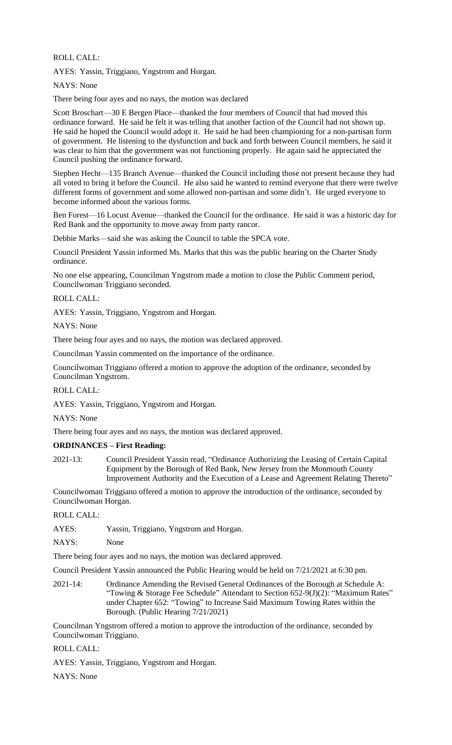ROLL CALL:

AYES: Yassin, Triggiano, Yngstrom and Horgan.

NAYS: None

There being four ayes and no nays, the motion was declared

Scott Broschart—30 E Bergen Place—thanked the four members of Council that had moved this ordinance forward. He said he felt it was telling that another faction of the Council had not shown up. He said he hoped the Council would adopt it. He said he had been championing for a non-partisan form of government. He listening to the dysfunction and back and forth between Council members, he said it was clear to him that the government was not functioning properly. He again said he appreciated the Council pushing the ordinance forward.

Stephen Hecht—135 Branch Avenue—thanked the Council including those not present because they had all voted to bring it before the Council. He also said he wanted to remind everyone that there were twelve different forms of government and some allowed non-partisan and some didn't. He urged everyone to become informed about the various forms.

Ben Forest—16 Locust Avenue—thanked the Council for the ordinance. He said it was a historic day for Red Bank and the opportunity to move away from party rancor.

Debbie Marks—said she was asking the Council to table the SPCA vote.

Council President Yassin informed Ms. Marks that this was the public hearing on the Charter Study ordinance.

No one else appearing, Councilman Yngstrom made a motion to close the Public Comment period, Councilwoman Triggiano seconded.

ROLL CALL:

AYES: Yassin, Triggiano, Yngstrom and Horgan.

NAYS: None

There being four ayes and no nays, the motion was declared approved.

Councilman Yassin commented on the importance of the ordinance.

Councilwoman Triggiano offered a motion to approve the adoption of the ordinance, seconded by Councilman Yngstrom.

ROLL CALL:

AYES: Yassin, Triggiano, Yngstrom and Horgan.

NAYS: None

There being four ayes and no nays, the motion was declared approved.

**ORDINANCES – First Reading:**

2021-13: Council President Yassin read, "Ordinance Authorizing the Leasing of Certain Capital Equipment by the Borough of Red Bank, New Jersey from the Monmouth County Improvement Authority and the Execution of a Lease and Agreement Relating Thereto"

Councilwoman Triggiano offered a motion to approve the introduction of the ordinance, seconded by Councilwoman Horgan.

ROLL CALL:

AYES: Yassin, Triggiano, Yngstrom and Horgan.

NAYS: None

There being four ayes and no nays, the motion was declared approved.

Council President Yassin announced the Public Hearing would be held on 7/21/2021 at 6:30 pm.

2021-14: Ordinance Amending the Revised General Ordinances of the Borough at Schedule A: "Towing & Storage Fee Schedule" Attendant to Section 652-9(J)(2): "Maximum Rates" under Chapter 652: "Towing" to Increase Said Maximum Towing Rates within the Borough. (Public Hearing 7/21/2021)

Councilman Yngstrom offered a motion to approve the introduction of the ordinance, seconded by Councilwoman Triggiano.

ROLL CALL:

AYES: Yassin, Triggiano, Yngstrom and Horgan.

NAYS: None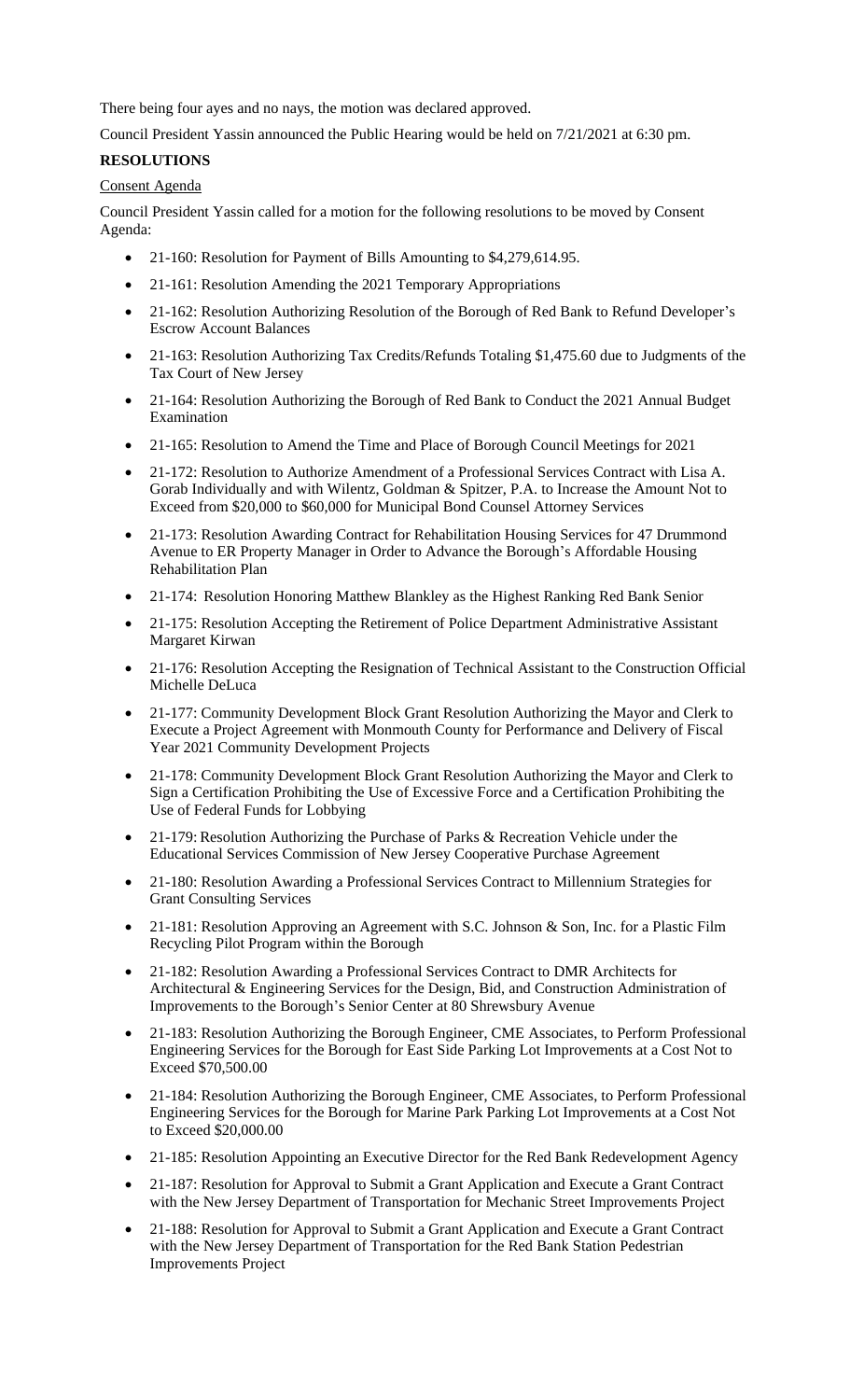There being four ayes and no nays, the motion was declared approved.

Council President Yassin announced the Public Hearing would be held on 7/21/2021 at 6:30 pm.

**RESOLUTIONS**

Consent Agenda

Council President Yassin called for a motion for the following resolutions to be moved by Consent Agenda:

- 21-160: Resolution for Payment of Bills Amounting to $4,279,614.95.
- 21-161: Resolution Amending the 2021 Temporary Appropriations
- 21-162: Resolution Authorizing Resolution of the Borough of Red Bank to Refund Developer's Escrow Account Balances
- 21-163: Resolution Authorizing Tax Credits/Refunds Totaling $1,475.60 due to Judgments of the Tax Court of New Jersey
- 21-164: Resolution Authorizing the Borough of Red Bank to Conduct the 2021 Annual Budget Examination
- 21-165: Resolution to Amend the Time and Place of Borough Council Meetings for 2021
- 21-172: Resolution to Authorize Amendment of a Professional Services Contract with Lisa A. Gorab Individually and with Wilentz, Goldman & Spitzer, P.A. to Increase the Amount Not to Exceed from $20,000 to $60,000 for Municipal Bond Counsel Attorney Services
- 21-173: Resolution Awarding Contract for Rehabilitation Housing Services for 47 Drummond Avenue to ER Property Manager in Order to Advance the Borough's Affordable Housing Rehabilitation Plan
- 21-174: Resolution Honoring Matthew Blankley as the Highest Ranking Red Bank Senior
- 21-175: Resolution Accepting the Retirement of Police Department Administrative Assistant Margaret Kirwan
- 21-176: Resolution Accepting the Resignation of Technical Assistant to the Construction Official Michelle DeLuca
- 21-177: Community Development Block Grant Resolution Authorizing the Mayor and Clerk to Execute a Project Agreement with Monmouth County for Performance and Delivery of Fiscal Year 2021 Community Development Projects
- 21-178: Community Development Block Grant Resolution Authorizing the Mayor and Clerk to Sign a Certification Prohibiting the Use of Excessive Force and a Certification Prohibiting the Use of Federal Funds for Lobbying
- 21-179: Resolution Authorizing the Purchase of Parks & Recreation Vehicle under the Educational Services Commission of New Jersey Cooperative Purchase Agreement
- 21-180: Resolution Awarding a Professional Services Contract to Millennium Strategies for Grant Consulting Services
- 21-181: Resolution Approving an Agreement with S.C. Johnson & Son, Inc. for a Plastic Film Recycling Pilot Program within the Borough
- 21-182: Resolution Awarding a Professional Services Contract to DMR Architects for Architectural & Engineering Services for the Design, Bid, and Construction Administration of Improvements to the Borough's Senior Center at 80 Shrewsbury Avenue
- 21-183: Resolution Authorizing the Borough Engineer, CME Associates, to Perform Professional Engineering Services for the Borough for East Side Parking Lot Improvements at a Cost Not to Exceed $70,500.00
- 21-184: Resolution Authorizing the Borough Engineer, CME Associates, to Perform Professional Engineering Services for the Borough for Marine Park Parking Lot Improvements at a Cost Not to Exceed $20,000.00
- 21-185: Resolution Appointing an Executive Director for the Red Bank Redevelopment Agency
- 21-187: Resolution for Approval to Submit a Grant Application and Execute a Grant Contract with the New Jersey Department of Transportation for Mechanic Street Improvements Project
- 21-188: Resolution for Approval to Submit a Grant Application and Execute a Grant Contract with the New Jersey Department of Transportation for the Red Bank Station Pedestrian Improvements Project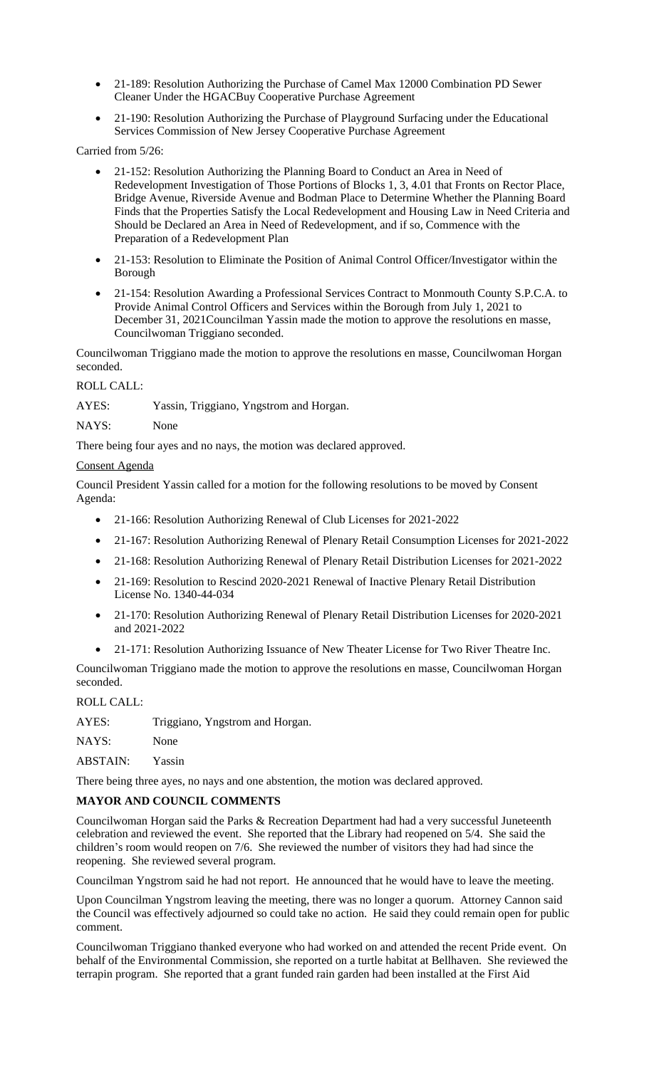- 21-189: Resolution Authorizing the Purchase of Camel Max 12000 Combination PD Sewer Cleaner Under the HGACBuy Cooperative Purchase Agreement
- 21-190: Resolution Authorizing the Purchase of Playground Surfacing under the Educational Services Commission of New Jersey Cooperative Purchase Agreement

Carried from 5/26:

- 21-152: Resolution Authorizing the Planning Board to Conduct an Area in Need of Redevelopment Investigation of Those Portions of Blocks 1, 3, 4.01 that Fronts on Rector Place, Bridge Avenue, Riverside Avenue and Bodman Place to Determine Whether the Planning Board Finds that the Properties Satisfy the Local Redevelopment and Housing Law in Need Criteria and Should be Declared an Area in Need of Redevelopment, and if so, Commence with the Preparation of a Redevelopment Plan
- 21-153: Resolution to Eliminate the Position of Animal Control Officer/Investigator within the Borough
- 21-154: Resolution Awarding a Professional Services Contract to Monmouth County S.P.C.A. to Provide Animal Control Officers and Services within the Borough from July 1, 2021 to December 31, 2021Councilman Yassin made the motion to approve the resolutions en masse, Councilwoman Triggiano seconded.

Councilwoman Triggiano made the motion to approve the resolutions en masse, Councilwoman Horgan seconded.

ROLL CALL:

AYES: Yassin, Triggiano, Yngstrom and Horgan.

NAYS: None

There being four ayes and no nays, the motion was declared approved.

Consent Agenda

Council President Yassin called for a motion for the following resolutions to be moved by Consent Agenda:

- 21-166: Resolution Authorizing Renewal of Club Licenses for 2021-2022
- 21-167: Resolution Authorizing Renewal of Plenary Retail Consumption Licenses for 2021-2022
- 21-168: Resolution Authorizing Renewal of Plenary Retail Distribution Licenses for 2021-2022
- 21-169: Resolution to Rescind 2020-2021 Renewal of Inactive Plenary Retail Distribution License No. 1340-44-034
- 21-170: Resolution Authorizing Renewal of Plenary Retail Distribution Licenses for 2020-2021 and 2021-2022
- 21-171: Resolution Authorizing Issuance of New Theater License for Two River Theatre Inc.

Councilwoman Triggiano made the motion to approve the resolutions en masse, Councilwoman Horgan seconded.

ROLL CALL:

AYES: Triggiano, Yngstrom and Horgan.

NAYS: None

ABSTAIN: Yassin

There being three ayes, no nays and one abstention, the motion was declared approved.

**MAYOR AND COUNCIL COMMENTS**

Councilwoman Horgan said the Parks & Recreation Department had had a very successful Juneteenth celebration and reviewed the event. She reported that the Library had reopened on 5/4. She said the children's room would reopen on 7/6. She reviewed the number of visitors they had had since the reopening. She reviewed several program.

Councilman Yngstrom said he had not report. He announced that he would have to leave the meeting.

Upon Councilman Yngstrom leaving the meeting, there was no longer a quorum. Attorney Cannon said the Council was effectively adjourned so could take no action. He said they could remain open for public comment.

Councilwoman Triggiano thanked everyone who had worked on and attended the recent Pride event. On behalf of the Environmental Commission, she reported on a turtle habitat at Bellhaven. She reviewed the terrapin program. She reported that a grant funded rain garden had been installed at the First Aid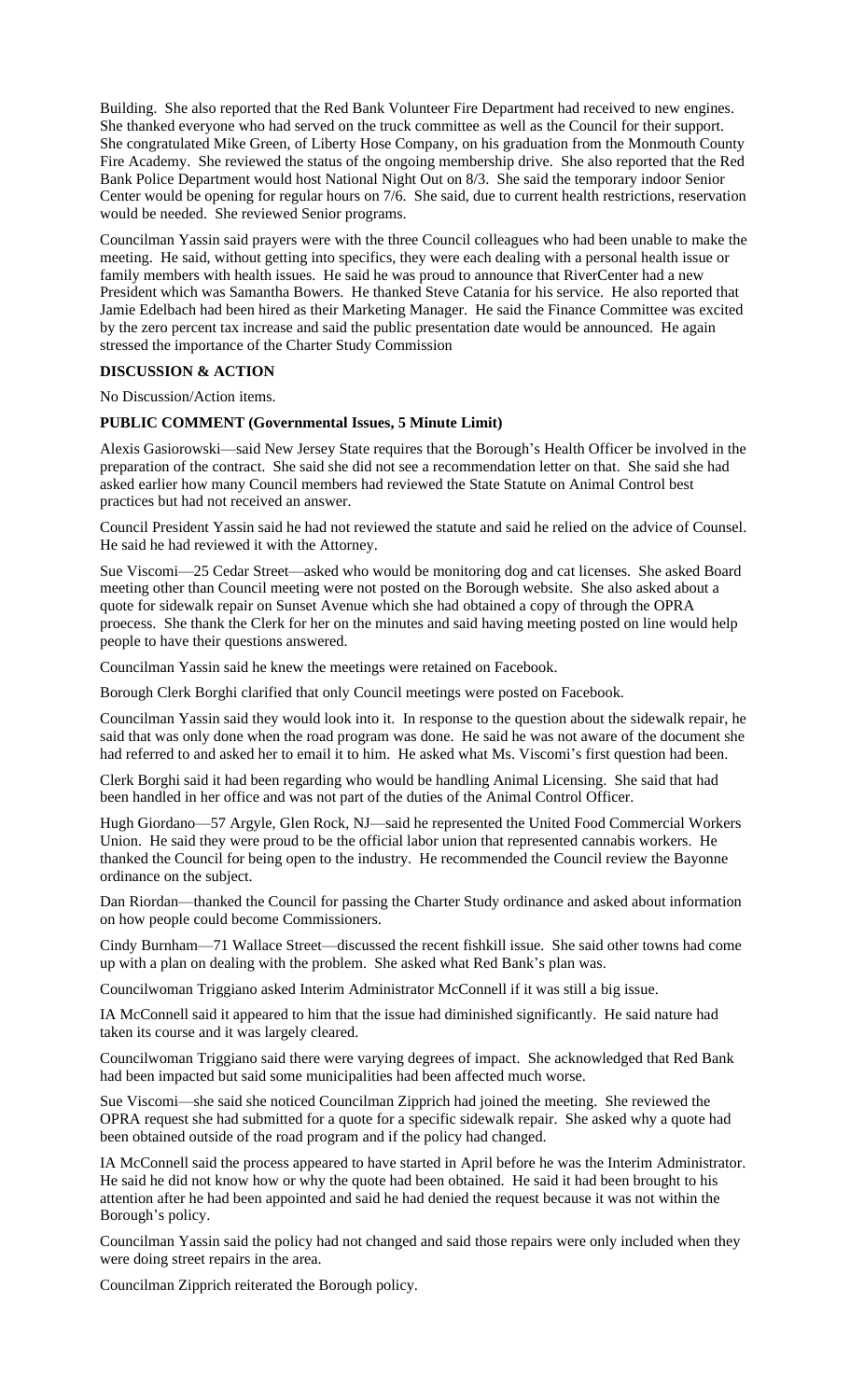Building. She also reported that the Red Bank Volunteer Fire Department had received to new engines. She thanked everyone who had served on the truck committee as well as the Council for their support. She congratulated Mike Green, of Liberty Hose Company, on his graduation from the Monmouth County Fire Academy. She reviewed the status of the ongoing membership drive. She also reported that the Red Bank Police Department would host National Night Out on 8/3. She said the temporary indoor Senior Center would be opening for regular hours on 7/6. She said, due to current health restrictions, reservation would be needed. She reviewed Senior programs.

Councilman Yassin said prayers were with the three Council colleagues who had been unable to make the meeting. He said, without getting into specifics, they were each dealing with a personal health issue or family members with health issues. He said he was proud to announce that RiverCenter had a new President which was Samantha Bowers. He thanked Steve Catania for his service. He also reported that Jamie Edelbach had been hired as their Marketing Manager. He said the Finance Committee was excited by the zero percent tax increase and said the public presentation date would be announced. He again stressed the importance of the Charter Study Commission

**DISCUSSION & ACTION**

No Discussion/Action items.

**PUBLIC COMMENT (Governmental Issues, 5 Minute Limit)**

Alexis Gasiorowski—said New Jersey State requires that the Borough's Health Officer be involved in the preparation of the contract. She said she did not see a recommendation letter on that. She said she had asked earlier how many Council members had reviewed the State Statute on Animal Control best practices but had not received an answer.

Council President Yassin said he had not reviewed the statute and said he relied on the advice of Counsel. He said he had reviewed it with the Attorney.

Sue Viscomi—25 Cedar Street—asked who would be monitoring dog and cat licenses. She asked Board meeting other than Council meeting were not posted on the Borough website. She also asked about a quote for sidewalk repair on Sunset Avenue which she had obtained a copy of through the OPRA proecess. She thank the Clerk for her on the minutes and said having meeting posted on line would help people to have their questions answered.

Councilman Yassin said he knew the meetings were retained on Facebook.

Borough Clerk Borghi clarified that only Council meetings were posted on Facebook.

Councilman Yassin said they would look into it. In response to the question about the sidewalk repair, he said that was only done when the road program was done. He said he was not aware of the document she had referred to and asked her to email it to him. He asked what Ms. Viscomi's first question had been.

Clerk Borghi said it had been regarding who would be handling Animal Licensing. She said that had been handled in her office and was not part of the duties of the Animal Control Officer.

Hugh Giordano—57 Argyle, Glen Rock, NJ—said he represented the United Food Commercial Workers Union. He said they were proud to be the official labor union that represented cannabis workers. He thanked the Council for being open to the industry. He recommended the Council review the Bayonne ordinance on the subject.

Dan Riordan—thanked the Council for passing the Charter Study ordinance and asked about information on how people could become Commissioners.

Cindy Burnham—71 Wallace Street—discussed the recent fishkill issue. She said other towns had come up with a plan on dealing with the problem. She asked what Red Bank's plan was.

Councilwoman Triggiano asked Interim Administrator McConnell if it was still a big issue.

IA McConnell said it appeared to him that the issue had diminished significantly. He said nature had taken its course and it was largely cleared.

Councilwoman Triggiano said there were varying degrees of impact. She acknowledged that Red Bank had been impacted but said some municipalities had been affected much worse.

Sue Viscomi—she said she noticed Councilman Zipprich had joined the meeting. She reviewed the OPRA request she had submitted for a quote for a specific sidewalk repair. She asked why a quote had been obtained outside of the road program and if the policy had changed.

IA McConnell said the process appeared to have started in April before he was the Interim Administrator. He said he did not know how or why the quote had been obtained. He said it had been brought to his attention after he had been appointed and said he had denied the request because it was not within the Borough's policy.

Councilman Yassin said the policy had not changed and said those repairs were only included when they were doing street repairs in the area.

Councilman Zipprich reiterated the Borough policy.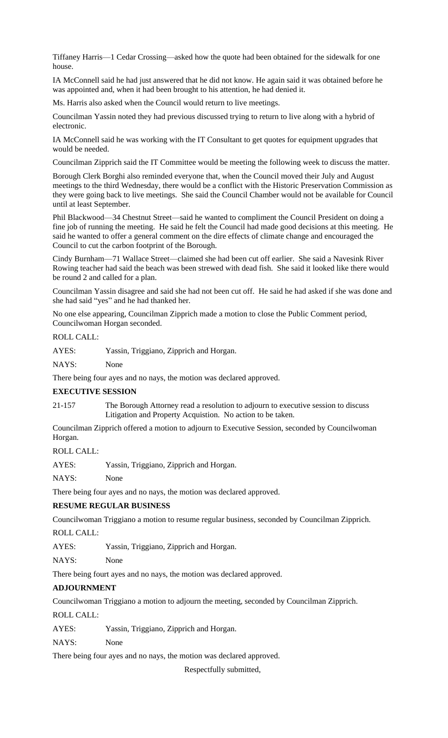Tiffaney Harris—1 Cedar Crossing—asked how the quote had been obtained for the sidewalk for one house.

IA McConnell said he had just answered that he did not know. He again said it was obtained before he was appointed and, when it had been brought to his attention, he had denied it.

Ms. Harris also asked when the Council would return to live meetings.

Councilman Yassin noted they had previous discussed trying to return to live along with a hybrid of electronic.

IA McConnell said he was working with the IT Consultant to get quotes for equipment upgrades that would be needed.

Councilman Zipprich said the IT Committee would be meeting the following week to discuss the matter.

Borough Clerk Borghi also reminded everyone that, when the Council moved their July and August meetings to the third Wednesday, there would be a conflict with the Historic Preservation Commission as they were going back to live meetings. She said the Council Chamber would not be available for Council until at least September.

Phil Blackwood—34 Chestnut Street—said he wanted to compliment the Council President on doing a fine job of running the meeting. He said he felt the Council had made good decisions at this meeting. He said he wanted to offer a general comment on the dire effects of climate change and encouraged the Council to cut the carbon footprint of the Borough.

Cindy Burnham—71 Wallace Street—claimed she had been cut off earlier. She said a Navesink River Rowing teacher had said the beach was been strewed with dead fish. She said it looked like there would be round 2 and called for a plan.

Councilman Yassin disagree and said she had not been cut off. He said he had asked if she was done and she had said "yes" and he had thanked her.

No one else appearing, Councilman Zipprich made a motion to close the Public Comment period, Councilwoman Horgan seconded.

ROLL CALL:

AYES: Yassin, Triggiano, Zipprich and Horgan.

NAYS: None

There being four ayes and no nays, the motion was declared approved.

**EXECUTIVE SESSION**

21-157 The Borough Attorney read a resolution to adjourn to executive session to discuss Litigation and Property Acquistion. No action to be taken.

Councilman Zipprich offered a motion to adjourn to Executive Session, seconded by Councilwoman Horgan.

ROLL CALL:

AYES: Yassin, Triggiano, Zipprich and Horgan.

NAYS: None

There being four ayes and no nays, the motion was declared approved.

**RESUME REGULAR BUSINESS**

Councilwoman Triggiano a motion to resume regular business, seconded by Councilman Zipprich.

ROLL CALL:

AYES: Yassin, Triggiano, Zipprich and Horgan.

NAYS: None

There being fourt ayes and no nays, the motion was declared approved.

**ADJOURNMENT**

Councilwoman Triggiano a motion to adjourn the meeting, seconded by Councilman Zipprich.

ROLL CALL:

AYES: Yassin, Triggiano, Zipprich and Horgan.

NAYS: None

There being four ayes and no nays, the motion was declared approved.

Respectfully submitted,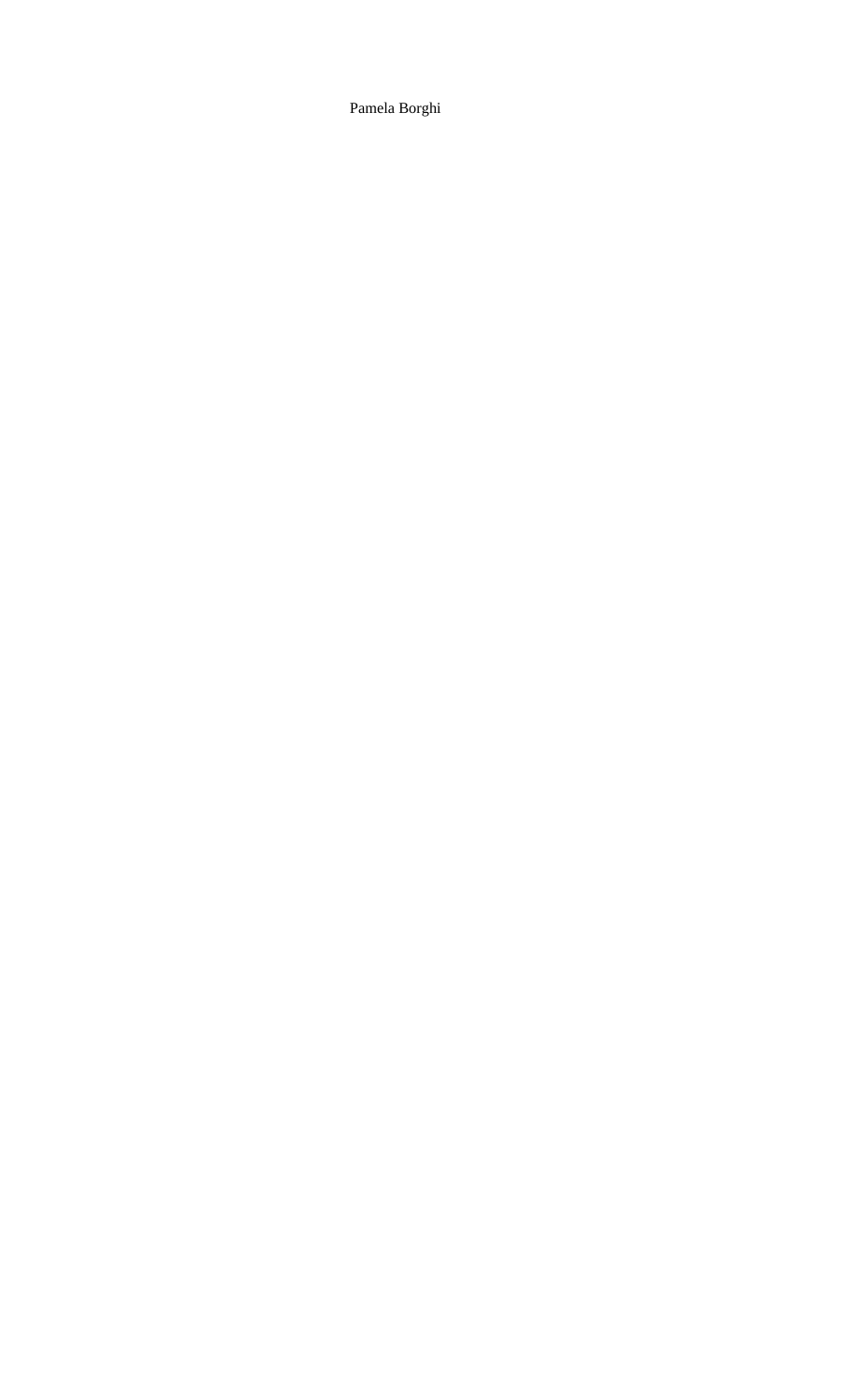Pamela Borghi